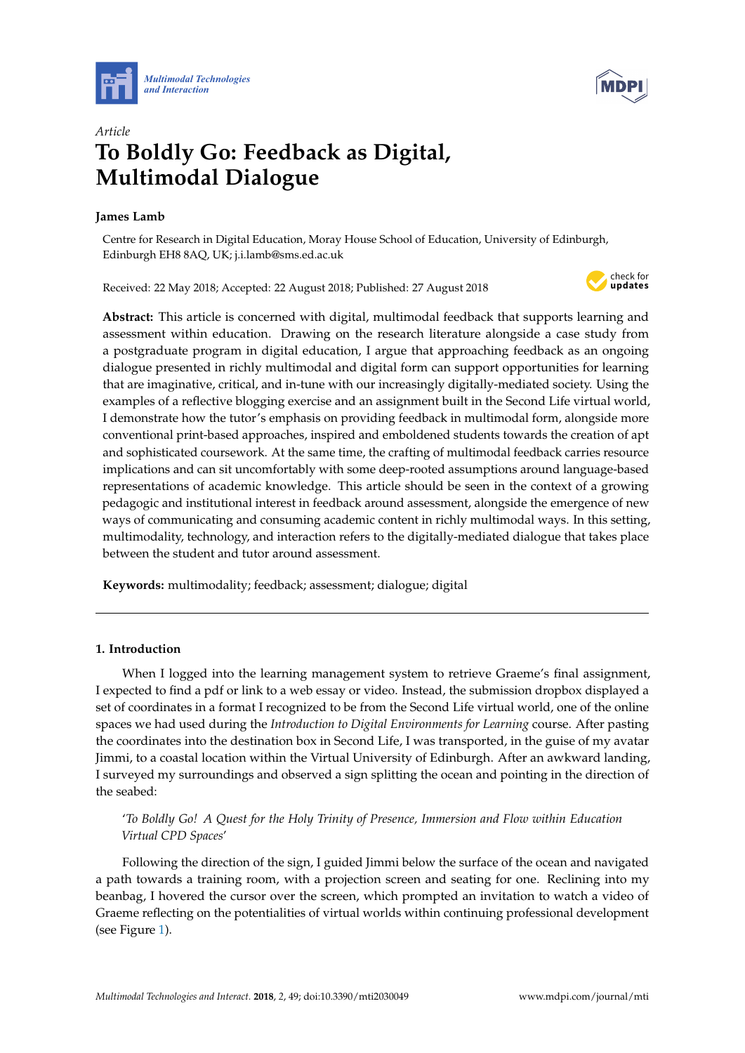*Article*

# To Boldly Go: Feedback as Digital, Multimodal Dialogue

**James Lamb**

Centre for Research in Digital Education, Moray House School of Education, University of Edinburgh, Edinburgh EH8 8AQ, UK; j.i.lamb@sms.ed.ac.uk

Received: 22 May 2018; Accepted: 22 August 2018; Published: 27 August 2018

**Abstract:** This article is concerned with digital, multimodal feedback that supports learning and assessment within education. Drawing on the research literature alongside a case study from a postgraduate program in digital education, I argue that approaching feedback as an ongoing dialogue presented in richly multimodal and digital form can support opportunities for learning that are imaginative, critical, and in-tune with our increasingly digitally-mediated society. Using the examples of a reflective blogging exercise and an assignment built in the Second Life virtual world, I demonstrate how the tutor's emphasis on providing feedback in multimodal form, alongside more conventional print-based approaches, inspired and emboldened students towards the creation of apt and sophisticated coursework. At the same time, the crafting of multimodal feedback carries resource implications and can sit uncomfortably with some deep-rooted assumptions around language-based representations of academic knowledge. This article should be seen in the context of a growing pedagogic and institutional interest in feedback around assessment, alongside the emergence of new ways of communicating and consuming academic content in richly multimodal ways. In this setting, multimodality, technology, and interaction refers to the digitally-mediated dialogue that takes place between the student and tutor around assessment.

**Keywords:** multimodality; feedback; assessment; dialogue; digital

## 1. Introduction

When I logged into the learning management system to retrieve Graeme's final assignment, I expected to find a pdf or link to a web essay or video. Instead, the submission dropbox displayed a set of coordinates in a format I recognized to be from the Second Life virtual world, one of the online spaces we had used during the *Introduction to Digital Environments for Learning* course. After pasting the coordinates into the destination box in Second Life, I was transported, in the guise of my avatar Jimmi, to a coastal location within the Virtual University of Edinburgh. After an awkward landing, I surveyed my surroundings and observed a sign splitting the ocean and pointing in the direction of the seabed:

> '*To Boldly Go! A Quest for the Holy Trinity of Presence, Immersion and Flow within Education Virtual CPD Spaces*'

Following the direction of the sign, I guided Jimmi below the surface of the ocean and navigated a path towards a training room, with a projection screen and seating for one. Reclining into my beanbag, I hovered the cursor over the screen, which prompted an invitation to watch a video of Graeme reflecting on the potentialities of virtual worlds within continuing professional development (see Figure 1).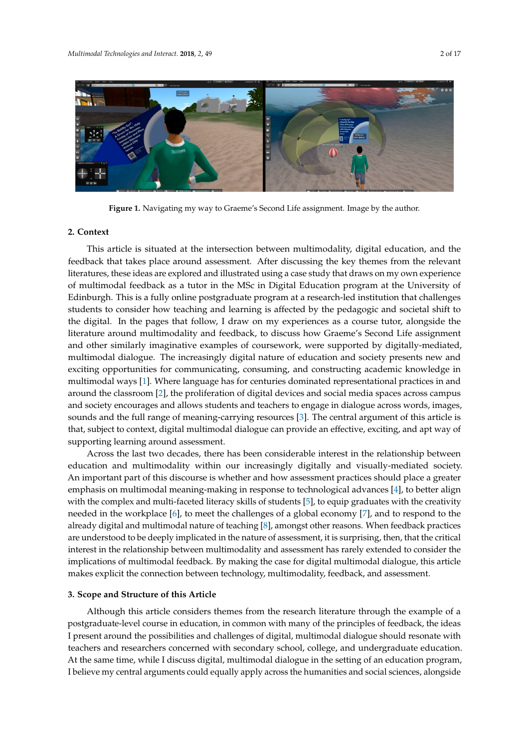**Figure 1.** Navigating my way to Graeme's Second Life assignment. Image by the author.

## 2. Context

This article is situated at the intersection between multimodality, digital education, and the feedback that takes place around assessment. After discussing the key themes from the relevant literatures, these ideas are explored and illustrated using a case study that draws on my own experience of multimodal feedback as a tutor in the MSc in Digital Education program at the University of Edinburgh. This is a fully online postgraduate program at a research-led institution that challenges students to consider how teaching and learning is affected by the pedagogic and societal shift to the digital. In the pages that follow, I draw on my experiences as a course tutor, alongside the literature around multimodality and feedback, to discuss how Graeme's Second Life assignment and other similarly imaginative examples of coursework, were supported by digitally-mediated, multimodal dialogue. The increasingly digital nature of education and society presents new and exciting opportunities for communicating, consuming, and constructing academic knowledge in multimodal ways [1]. Where language has for centuries dominated representational practices in and around the classroom [2], the proliferation of digital devices and social media spaces across campus and society encourages and allows students and teachers to engage in dialogue across words, images, sounds and the full range of meaning-carrying resources [3]. The central argument of this article is that, subject to context, digital multimodal dialogue can provide an effective, exciting, and apt way of supporting learning around assessment.

Across the last two decades, there has been considerable interest in the relationship between education and multimodality within our increasingly digitally and visually-mediated society. An important part of this discourse is whether and how assessment practices should place a greater emphasis on multimodal meaning-making in response to technological advances [4], to better align with the complex and multi-faceted literacy skills of students [5], to equip graduates with the creativity needed in the workplace [6], to meet the challenges of a global economy [7], and to respond to the already digital and multimodal nature of teaching [8], amongst other reasons. When feedback practices are understood to be deeply implicated in the nature of assessment, it is surprising, then, that the critical interest in the relationship between multimodality and assessment has rarely extended to consider the implications of multimodal feedback. By making the case for digital multimodal dialogue, this article makes explicit the connection between technology, multimodality, feedback, and assessment.

## 3. Scope and Structure of this Article

Although this article considers themes from the research literature through the example of a postgraduate-level course in education, in common with many of the principles of feedback, the ideas I present around the possibilities and challenges of digital, multimodal dialogue should resonate with teachers and researchers concerned with secondary school, college, and undergraduate education. At the same time, while I discuss digital, multimodal dialogue in the setting of an education program, I believe my central arguments could equally apply across the humanities and social sciences, alongside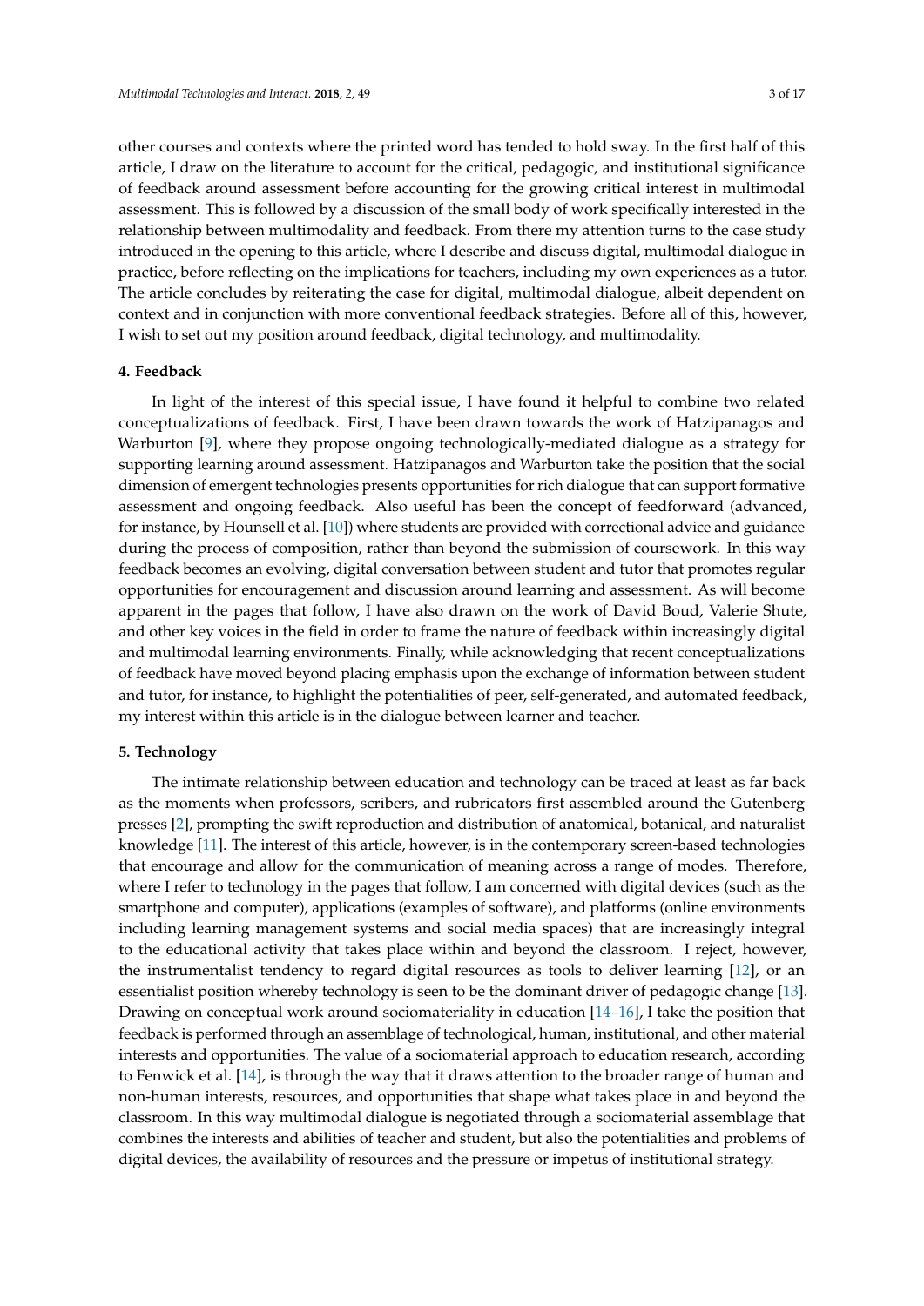other courses and contexts where the printed word has tended to hold sway. In the first half of this article, I draw on the literature to account for the critical, pedagogic, and institutional significance of feedback around assessment before accounting for the growing critical interest in multimodal assessment. This is followed by a discussion of the small body of work specifically interested in the relationship between multimodality and feedback. From there my attention turns to the case study introduced in the opening to this article, where I describe and discuss digital, multimodal dialogue in practice, before reflecting on the implications for teachers, including my own experiences as a tutor. The article concludes by reiterating the case for digital, multimodal dialogue, albeit dependent on context and in conjunction with more conventional feedback strategies. Before all of this, however, I wish to set out my position around feedback, digital technology, and multimodality.

## 4. Feedback

In light of the interest of this special issue, I have found it helpful to combine two related conceptualizations of feedback. First, I have been drawn towards the work of Hatzipanagos and Warburton [9], where they propose ongoing technologically-mediated dialogue as a strategy for supporting learning around assessment. Hatzipanagos and Warburton take the position that the social dimension of emergent technologies presents opportunities for rich dialogue that can support formative assessment and ongoing feedback. Also useful has been the concept of feedforward (advanced, for instance, by Hounsell et al. [10]) where students are provided with correctional advice and guidance during the process of composition, rather than beyond the submission of coursework. In this way feedback becomes an evolving, digital conversation between student and tutor that promotes regular opportunities for encouragement and discussion around learning and assessment. As will become apparent in the pages that follow, I have also drawn on the work of David Boud, Valerie Shute, and other key voices in the field in order to frame the nature of feedback within increasingly digital and multimodal learning environments. Finally, while acknowledging that recent conceptualizations of feedback have moved beyond placing emphasis upon the exchange of information between student and tutor, for instance, to highlight the potentialities of peer, self-generated, and automated feedback, my interest within this article is in the dialogue between learner and teacher.

## 5. Technology

The intimate relationship between education and technology can be traced at least as far back as the moments when professors, scribers, and rubricators first assembled around the Gutenberg presses [2], prompting the swift reproduction and distribution of anatomical, botanical, and naturalist knowledge [11]. The interest of this article, however, is in the contemporary screen-based technologies that encourage and allow for the communication of meaning across a range of modes. Therefore, where I refer to technology in the pages that follow, I am concerned with digital devices (such as the smartphone and computer), applications (examples of software), and platforms (online environments including learning management systems and social media spaces) that are increasingly integral to the educational activity that takes place within and beyond the classroom. I reject, however, the instrumentalist tendency to regard digital resources as tools to deliver learning [12], or an essentialist position whereby technology is seen to be the dominant driver of pedagogic change [13]. Drawing on conceptual work around sociomateriality in education [14–16], I take the position that feedback is performed through an assemblage of technological, human, institutional, and other material interests and opportunities. The value of a sociomaterial approach to education research, according to Fenwick et al. [14], is through the way that it draws attention to the broader range of human and non-human interests, resources, and opportunities that shape what takes place in and beyond the classroom. In this way multimodal dialogue is negotiated through a sociomaterial assemblage that combines the interests and abilities of teacher and student, but also the potentialities and problems of digital devices, the availability of resources and the pressure or impetus of institutional strategy.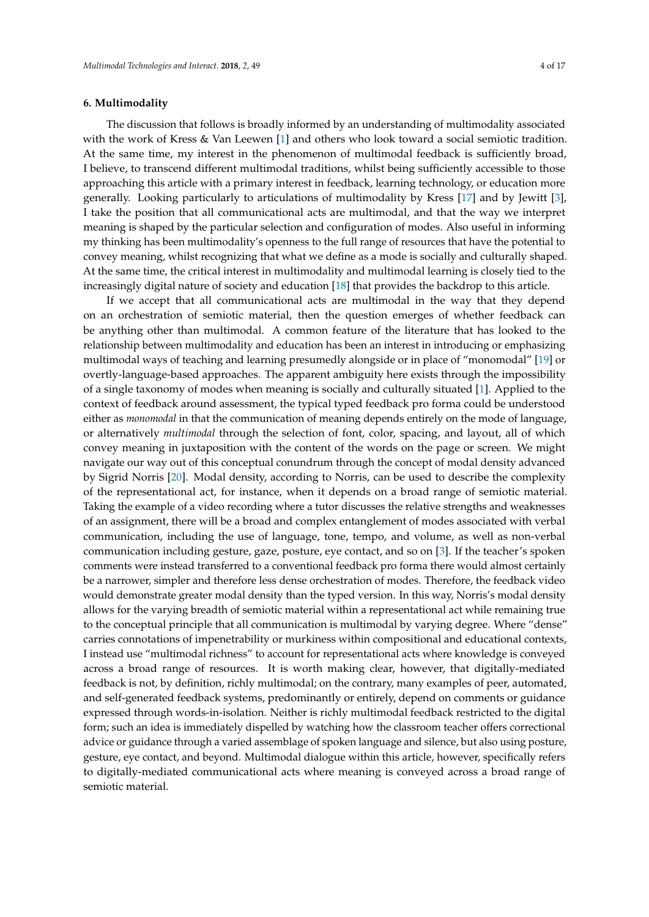## 6. Multimodality

The discussion that follows is broadly informed by an understanding of multimodality associated with the work of Kress & Van Leewen [1] and others who look toward a social semiotic tradition. At the same time, my interest in the phenomenon of multimodal feedback is sufficiently broad, I believe, to transcend different multimodal traditions, whilst being sufficiently accessible to those approaching this article with a primary interest in feedback, learning technology, or education more generally. Looking particularly to articulations of multimodality by Kress [17] and by Jewitt [3], I take the position that all communicational acts are multimodal, and that the way we interpret meaning is shaped by the particular selection and configuration of modes. Also useful in informing my thinking has been multimodality's openness to the full range of resources that have the potential to convey meaning, whilst recognizing that what we define as a mode is socially and culturally shaped. At the same time, the critical interest in multimodality and multimodal learning is closely tied to the increasingly digital nature of society and education [18] that provides the backdrop to this article.

If we accept that all communicational acts are multimodal in the way that they depend on an orchestration of semiotic material, then the question emerges of whether feedback can be anything other than multimodal. A common feature of the literature that has looked to the relationship between multimodality and education has been an interest in introducing or emphasizing multimodal ways of teaching and learning presumedly alongside or in place of "monomodal" [19] or overtly-language-based approaches. The apparent ambiguity here exists through the impossibility of a single taxonomy of modes when meaning is socially and culturally situated [1]. Applied to the context of feedback around assessment, the typical typed feedback pro forma could be understood either as *monomodal* in that the communication of meaning depends entirely on the mode of language, or alternatively *multimodal* through the selection of font, color, spacing, and layout, all of which convey meaning in juxtaposition with the content of the words on the page or screen. We might navigate our way out of this conceptual conundrum through the concept of modal density advanced by Sigrid Norris [20]. Modal density, according to Norris, can be used to describe the complexity of the representational act, for instance, when it depends on a broad range of semiotic material. Taking the example of a video recording where a tutor discusses the relative strengths and weaknesses of an assignment, there will be a broad and complex entanglement of modes associated with verbal communication, including the use of language, tone, tempo, and volume, as well as non-verbal communication including gesture, gaze, posture, eye contact, and so on [3]. If the teacher's spoken comments were instead transferred to a conventional feedback pro forma there would almost certainly be a narrower, simpler and therefore less dense orchestration of modes. Therefore, the feedback video would demonstrate greater modal density than the typed version. In this way, Norris's modal density allows for the varying breadth of semiotic material within a representational act while remaining true to the conceptual principle that all communication is multimodal by varying degree. Where "dense" carries connotations of impenetrability or murkiness within compositional and educational contexts, I instead use "multimodal richness" to account for representational acts where knowledge is conveyed across a broad range of resources. It is worth making clear, however, that digitally-mediated feedback is not, by definition, richly multimodal; on the contrary, many examples of peer, automated, and self-generated feedback systems, predominantly or entirely, depend on comments or guidance expressed through words-in-isolation. Neither is richly multimodal feedback restricted to the digital form; such an idea is immediately dispelled by watching how the classroom teacher offers correctional advice or guidance through a varied assemblage of spoken language and silence, but also using posture, gesture, eye contact, and beyond. Multimodal dialogue within this article, however, specifically refers to digitally-mediated communicational acts where meaning is conveyed across a broad range of semiotic material.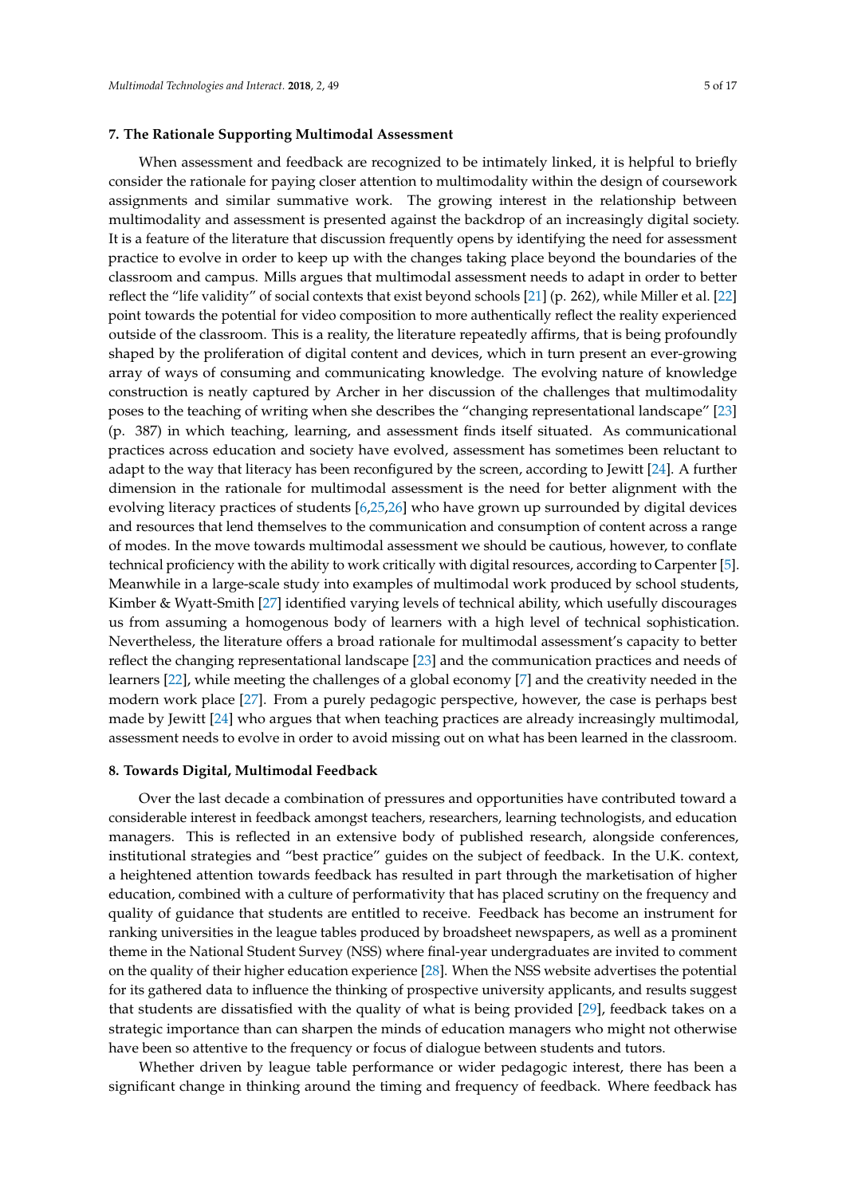## 7. The Rationale Supporting Multimodal Assessment

When assessment and feedback are recognized to be intimately linked, it is helpful to briefly consider the rationale for paying closer attention to multimodality within the design of coursework assignments and similar summative work. The growing interest in the relationship between multimodality and assessment is presented against the backdrop of an increasingly digital society. It is a feature of the literature that discussion frequently opens by identifying the need for assessment practice to evolve in order to keep up with the changes taking place beyond the boundaries of the classroom and campus. Mills argues that multimodal assessment needs to adapt in order to better reflect the "life validity" of social contexts that exist beyond schools [21] (p. 262), while Miller et al. [22] point towards the potential for video composition to more authentically reflect the reality experienced outside of the classroom. This is a reality, the literature repeatedly affirms, that is being profoundly shaped by the proliferation of digital content and devices, which in turn present an ever-growing array of ways of consuming and communicating knowledge. The evolving nature of knowledge construction is neatly captured by Archer in her discussion of the challenges that multimodality poses to the teaching of writing when she describes the "changing representational landscape" [23] (p. 387) in which teaching, learning, and assessment finds itself situated. As communicational practices across education and society have evolved, assessment has sometimes been reluctant to adapt to the way that literacy has been reconfigured by the screen, according to Jewitt [24]. A further dimension in the rationale for multimodal assessment is the need for better alignment with the evolving literacy practices of students [6,25,26] who have grown up surrounded by digital devices and resources that lend themselves to the communication and consumption of content across a range of modes. In the move towards multimodal assessment we should be cautious, however, to conflate technical proficiency with the ability to work critically with digital resources, according to Carpenter [5]. Meanwhile in a large-scale study into examples of multimodal work produced by school students, Kimber & Wyatt-Smith [27] identified varying levels of technical ability, which usefully discourages us from assuming a homogenous body of learners with a high level of technical sophistication. Nevertheless, the literature offers a broad rationale for multimodal assessment's capacity to better reflect the changing representational landscape [23] and the communication practices and needs of learners [22], while meeting the challenges of a global economy [7] and the creativity needed in the modern work place [27]. From a purely pedagogic perspective, however, the case is perhaps best made by Jewitt [24] who argues that when teaching practices are already increasingly multimodal, assessment needs to evolve in order to avoid missing out on what has been learned in the classroom.

## 8. Towards Digital, Multimodal Feedback

Over the last decade a combination of pressures and opportunities have contributed toward a considerable interest in feedback amongst teachers, researchers, learning technologists, and education managers. This is reflected in an extensive body of published research, alongside conferences, institutional strategies and "best practice" guides on the subject of feedback. In the U.K. context, a heightened attention towards feedback has resulted in part through the marketisation of higher education, combined with a culture of performativity that has placed scrutiny on the frequency and quality of guidance that students are entitled to receive. Feedback has become an instrument for ranking universities in the league tables produced by broadsheet newspapers, as well as a prominent theme in the National Student Survey (NSS) where final-year undergraduates are invited to comment on the quality of their higher education experience [28]. When the NSS website advertises the potential for its gathered data to influence the thinking of prospective university applicants, and results suggest that students are dissatisfied with the quality of what is being provided [29], feedback takes on a strategic importance than can sharpen the minds of education managers who might not otherwise have been so attentive to the frequency or focus of dialogue between students and tutors.

Whether driven by league table performance or wider pedagogic interest, there has been a significant change in thinking around the timing and frequency of feedback. Where feedback has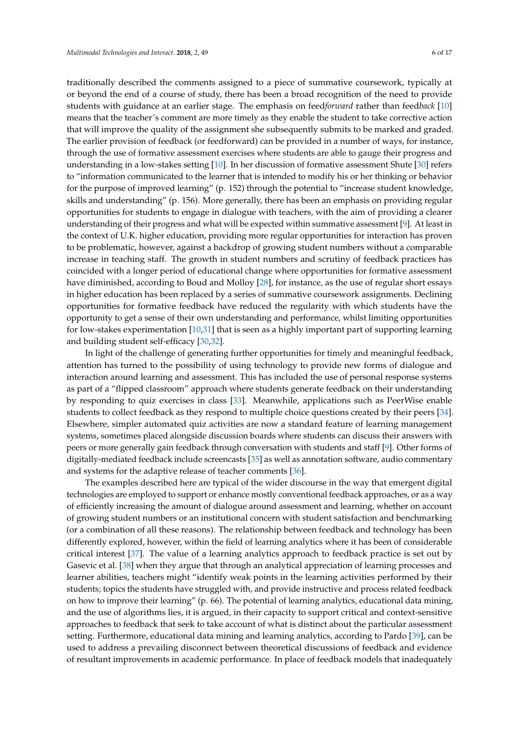traditionally described the comments assigned to a piece of summative coursework, typically at or beyond the end of a course of study, there has been a broad recognition of the need to provide students with guidance at an earlier stage. The emphasis on feed*forward* rather than feed*back* [10] means that the teacher's comment are more timely as they enable the student to take corrective action that will improve the quality of the assignment she subsequently submits to be marked and graded. The earlier provision of feedback (or feedforward) can be provided in a number of ways, for instance, through the use of formative assessment exercises where students are able to gauge their progress and understanding in a low-stakes setting [10]. In her discussion of formative assessment Shute [30] refers to "information communicated to the learner that is intended to modify his or her thinking or behavior for the purpose of improved learning" (p. 152) through the potential to "increase student knowledge, skills and understanding" (p. 156). More generally, there has been an emphasis on providing regular opportunities for students to engage in dialogue with teachers, with the aim of providing a clearer understanding of their progress and what will be expected within summative assessment [9]. At least in the context of U.K. higher education, providing more regular opportunities for interaction has proven to be problematic, however, against a backdrop of growing student numbers without a comparable increase in teaching staff. The growth in student numbers and scrutiny of feedback practices has coincided with a longer period of educational change where opportunities for formative assessment have diminished, according to Boud and Molloy [28], for instance, as the use of regular short essays in higher education has been replaced by a series of summative coursework assignments. Declining opportunities for formative feedback have reduced the regularity with which students have the opportunity to get a sense of their own understanding and performance, whilst limiting opportunities for low-stakes experimentation [10,31] that is seen as a highly important part of supporting learning and building student self-efficacy [30,32].

In light of the challenge of generating further opportunities for timely and meaningful feedback, attention has turned to the possibility of using technology to provide new forms of dialogue and interaction around learning and assessment. This has included the use of personal response systems as part of a "flipped classroom" approach where students generate feedback on their understanding by responding to quiz exercises in class [33]. Meanwhile, applications such as PeerWise enable students to collect feedback as they respond to multiple choice questions created by their peers [34]. Elsewhere, simpler automated quiz activities are now a standard feature of learning management systems, sometimes placed alongside discussion boards where students can discuss their answers with peers or more generally gain feedback through conversation with students and staff [9]. Other forms of digitally-mediated feedback include screencasts [35] as well as annotation software, audio commentary and systems for the adaptive release of teacher comments [36].

The examples described here are typical of the wider discourse in the way that emergent digital technologies are employed to support or enhance mostly conventional feedback approaches, or as a way of efficiently increasing the amount of dialogue around assessment and learning, whether on account of growing student numbers or an institutional concern with student satisfaction and benchmarking (or a combination of all these reasons). The relationship between feedback and technology has been differently explored, however, within the field of learning analytics where it has been of considerable critical interest [37]. The value of a learning analytics approach to feedback practice is set out by Gasevic et al. [38] when they argue that through an analytical appreciation of learning processes and learner abilities, teachers might "identify weak points in the learning activities performed by their students; topics the students have struggled with, and provide instructive and process related feedback on how to improve their learning" (p. 66). The potential of learning analytics, educational data mining, and the use of algorithms lies, it is argued, in their capacity to support critical and context-sensitive approaches to feedback that seek to take account of what is distinct about the particular assessment setting. Furthermore, educational data mining and learning analytics, according to Pardo [39], can be used to address a prevailing disconnect between theoretical discussions of feedback and evidence of resultant improvements in academic performance. In place of feedback models that inadequately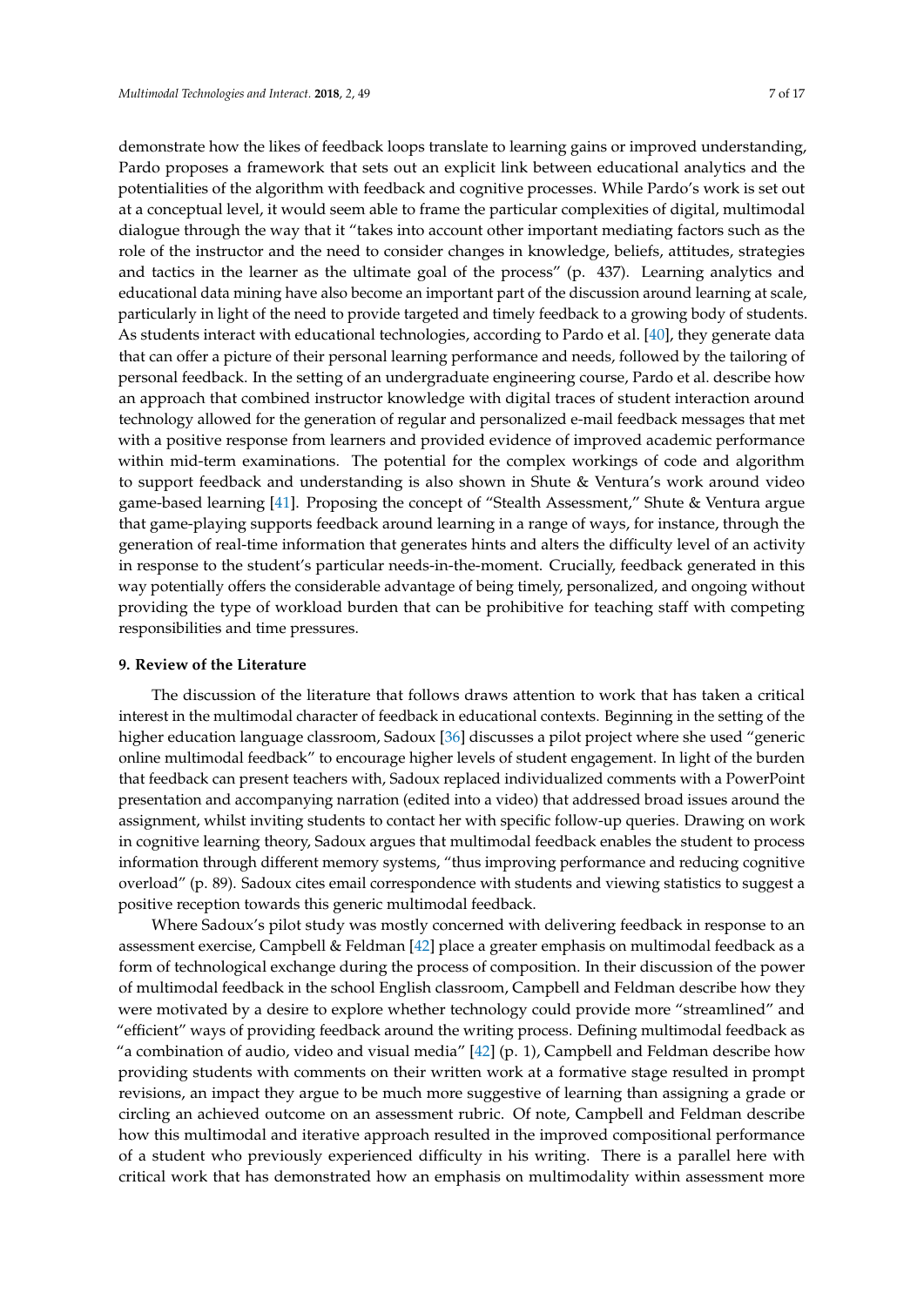demonstrate how the likes of feedback loops translate to learning gains or improved understanding, Pardo proposes a framework that sets out an explicit link between educational analytics and the potentialities of the algorithm with feedback and cognitive processes. While Pardo's work is set out at a conceptual level, it would seem able to frame the particular complexities of digital, multimodal dialogue through the way that it "takes into account other important mediating factors such as the role of the instructor and the need to consider changes in knowledge, beliefs, attitudes, strategies and tactics in the learner as the ultimate goal of the process" (p. 437). Learning analytics and educational data mining have also become an important part of the discussion around learning at scale, particularly in light of the need to provide targeted and timely feedback to a growing body of students. As students interact with educational technologies, according to Pardo et al. [40], they generate data that can offer a picture of their personal learning performance and needs, followed by the tailoring of personal feedback. In the setting of an undergraduate engineering course, Pardo et al. describe how an approach that combined instructor knowledge with digital traces of student interaction around technology allowed for the generation of regular and personalized e-mail feedback messages that met with a positive response from learners and provided evidence of improved academic performance within mid-term examinations. The potential for the complex workings of code and algorithm to support feedback and understanding is also shown in Shute & Ventura's work around video game-based learning [41]. Proposing the concept of "Stealth Assessment," Shute & Ventura argue that game-playing supports feedback around learning in a range of ways, for instance, through the generation of real-time information that generates hints and alters the difficulty level of an activity in response to the student's particular needs-in-the-moment. Crucially, feedback generated in this way potentially offers the considerable advantage of being timely, personalized, and ongoing without providing the type of workload burden that can be prohibitive for teaching staff with competing responsibilities and time pressures.

## 9. Review of the Literature

The discussion of the literature that follows draws attention to work that has taken a critical interest in the multimodal character of feedback in educational contexts. Beginning in the setting of the higher education language classroom, Sadoux [36] discusses a pilot project where she used "generic online multimodal feedback" to encourage higher levels of student engagement. In light of the burden that feedback can present teachers with, Sadoux replaced individualized comments with a PowerPoint presentation and accompanying narration (edited into a video) that addressed broad issues around the assignment, whilst inviting students to contact her with specific follow-up queries. Drawing on work in cognitive learning theory, Sadoux argues that multimodal feedback enables the student to process information through different memory systems, "thus improving performance and reducing cognitive overload" (p. 89). Sadoux cites email correspondence with students and viewing statistics to suggest a positive reception towards this generic multimodal feedback.

Where Sadoux's pilot study was mostly concerned with delivering feedback in response to an assessment exercise, Campbell & Feldman [42] place a greater emphasis on multimodal feedback as a form of technological exchange during the process of composition. In their discussion of the power of multimodal feedback in the school English classroom, Campbell and Feldman describe how they were motivated by a desire to explore whether technology could provide more "streamlined" and "efficient" ways of providing feedback around the writing process. Defining multimodal feedback as "a combination of audio, video and visual media" [42] (p. 1), Campbell and Feldman describe how providing students with comments on their written work at a formative stage resulted in prompt revisions, an impact they argue to be much more suggestive of learning than assigning a grade or circling an achieved outcome on an assessment rubric. Of note, Campbell and Feldman describe how this multimodal and iterative approach resulted in the improved compositional performance of a student who previously experienced difficulty in his writing. There is a parallel here with critical work that has demonstrated how an emphasis on multimodality within assessment more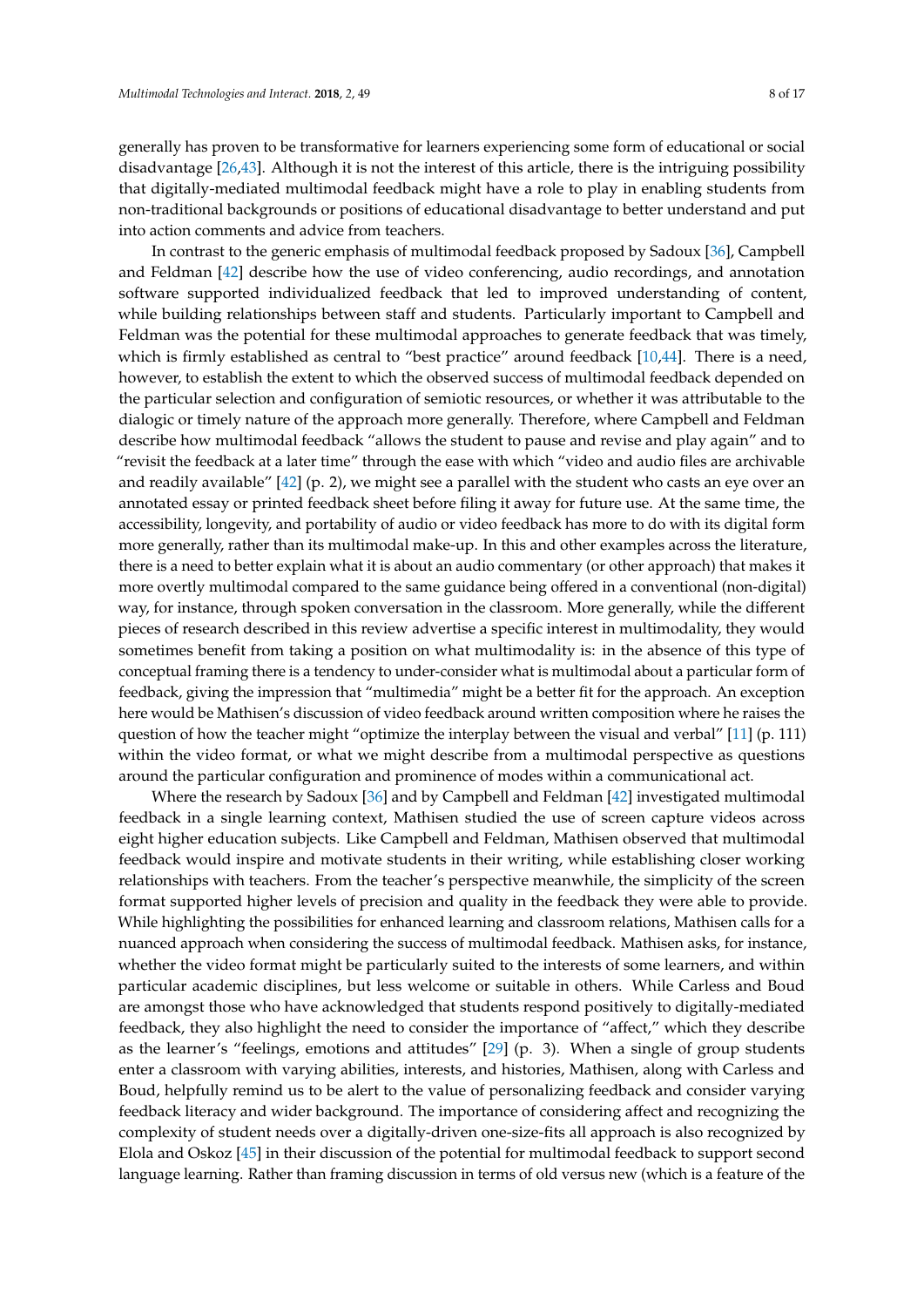generally has proven to be transformative for learners experiencing some form of educational or social disadvantage [26,43]. Although it is not the interest of this article, there is the intriguing possibility that digitally-mediated multimodal feedback might have a role to play in enabling students from non-traditional backgrounds or positions of educational disadvantage to better understand and put into action comments and advice from teachers.

In contrast to the generic emphasis of multimodal feedback proposed by Sadoux [36], Campbell and Feldman [42] describe how the use of video conferencing, audio recordings, and annotation software supported individualized feedback that led to improved understanding of content, while building relationships between staff and students. Particularly important to Campbell and Feldman was the potential for these multimodal approaches to generate feedback that was timely, which is firmly established as central to "best practice" around feedback [10,44]. There is a need, however, to establish the extent to which the observed success of multimodal feedback depended on the particular selection and configuration of semiotic resources, or whether it was attributable to the dialogic or timely nature of the approach more generally. Therefore, where Campbell and Feldman describe how multimodal feedback "allows the student to pause and revise and play again" and to "revisit the feedback at a later time" through the ease with which "video and audio files are archivable and readily available" [42] (p. 2), we might see a parallel with the student who casts an eye over an annotated essay or printed feedback sheet before filing it away for future use. At the same time, the accessibility, longevity, and portability of audio or video feedback has more to do with its digital form more generally, rather than its multimodal make-up. In this and other examples across the literature, there is a need to better explain what it is about an audio commentary (or other approach) that makes it more overtly multimodal compared to the same guidance being offered in a conventional (non-digital) way, for instance, through spoken conversation in the classroom. More generally, while the different pieces of research described in this review advertise a specific interest in multimodality, they would sometimes benefit from taking a position on what multimodality is: in the absence of this type of conceptual framing there is a tendency to under-consider what is multimodal about a particular form of feedback, giving the impression that "multimedia" might be a better fit for the approach. An exception here would be Mathisen's discussion of video feedback around written composition where he raises the question of how the teacher might "optimize the interplay between the visual and verbal" [11] (p. 111) within the video format, or what we might describe from a multimodal perspective as questions around the particular configuration and prominence of modes within a communicational act.

Where the research by Sadoux [36] and by Campbell and Feldman [42] investigated multimodal feedback in a single learning context, Mathisen studied the use of screen capture videos across eight higher education subjects. Like Campbell and Feldman, Mathisen observed that multimodal feedback would inspire and motivate students in their writing, while establishing closer working relationships with teachers. From the teacher's perspective meanwhile, the simplicity of the screen format supported higher levels of precision and quality in the feedback they were able to provide. While highlighting the possibilities for enhanced learning and classroom relations, Mathisen calls for a nuanced approach when considering the success of multimodal feedback. Mathisen asks, for instance, whether the video format might be particularly suited to the interests of some learners, and within particular academic disciplines, but less welcome or suitable in others. While Carless and Boud are amongst those who have acknowledged that students respond positively to digitally-mediated feedback, they also highlight the need to consider the importance of "affect," which they describe as the learner's "feelings, emotions and attitudes" [29] (p. 3). When a single of group students enter a classroom with varying abilities, interests, and histories, Mathisen, along with Carless and Boud, helpfully remind us to be alert to the value of personalizing feedback and consider varying feedback literacy and wider background. The importance of considering affect and recognizing the complexity of student needs over a digitally-driven one-size-fits all approach is also recognized by Elola and Oskoz [45] in their discussion of the potential for multimodal feedback to support second language learning. Rather than framing discussion in terms of old versus new (which is a feature of the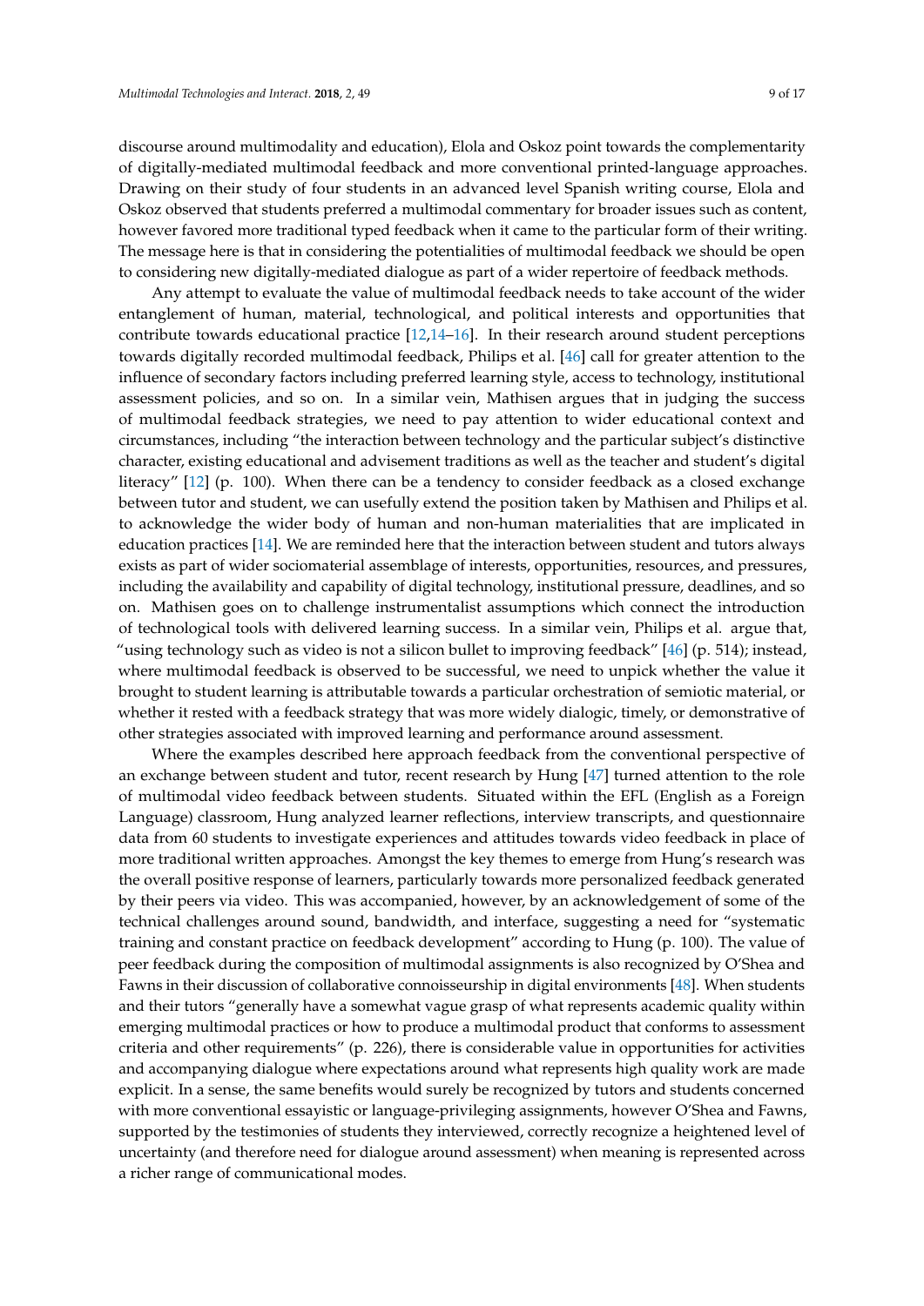discourse around multimodality and education), Elola and Oskoz point towards the complementarity of digitally-mediated multimodal feedback and more conventional printed-language approaches. Drawing on their study of four students in an advanced level Spanish writing course, Elola and Oskoz observed that students preferred a multimodal commentary for broader issues such as content, however favored more traditional typed feedback when it came to the particular form of their writing. The message here is that in considering the potentialities of multimodal feedback we should be open to considering new digitally-mediated dialogue as part of a wider repertoire of feedback methods.

Any attempt to evaluate the value of multimodal feedback needs to take account of the wider entanglement of human, material, technological, and political interests and opportunities that contribute towards educational practice [12,14–16]. In their research around student perceptions towards digitally recorded multimodal feedback, Philips et al. [46] call for greater attention to the influence of secondary factors including preferred learning style, access to technology, institutional assessment policies, and so on. In a similar vein, Mathisen argues that in judging the success of multimodal feedback strategies, we need to pay attention to wider educational context and circumstances, including "the interaction between technology and the particular subject's distinctive character, existing educational and advisement traditions as well as the teacher and student's digital literacy" [12] (p. 100). When there can be a tendency to consider feedback as a closed exchange between tutor and student, we can usefully extend the position taken by Mathisen and Philips et al. to acknowledge the wider body of human and non-human materialities that are implicated in education practices [14]. We are reminded here that the interaction between student and tutors always exists as part of wider sociomaterial assemblage of interests, opportunities, resources, and pressures, including the availability and capability of digital technology, institutional pressure, deadlines, and so on. Mathisen goes on to challenge instrumentalist assumptions which connect the introduction of technological tools with delivered learning success. In a similar vein, Philips et al. argue that, "using technology such as video is not a silicon bullet to improving feedback" [46] (p. 514); instead, where multimodal feedback is observed to be successful, we need to unpick whether the value it brought to student learning is attributable towards a particular orchestration of semiotic material, or whether it rested with a feedback strategy that was more widely dialogic, timely, or demonstrative of other strategies associated with improved learning and performance around assessment.

Where the examples described here approach feedback from the conventional perspective of an exchange between student and tutor, recent research by Hung [47] turned attention to the role of multimodal video feedback between students. Situated within the EFL (English as a Foreign Language) classroom, Hung analyzed learner reflections, interview transcripts, and questionnaire data from 60 students to investigate experiences and attitudes towards video feedback in place of more traditional written approaches. Amongst the key themes to emerge from Hung's research was the overall positive response of learners, particularly towards more personalized feedback generated by their peers via video. This was accompanied, however, by an acknowledgement of some of the technical challenges around sound, bandwidth, and interface, suggesting a need for "systematic training and constant practice on feedback development" according to Hung (p. 100). The value of peer feedback during the composition of multimodal assignments is also recognized by O'Shea and Fawns in their discussion of collaborative connoisseurship in digital environments [48]. When students and their tutors "generally have a somewhat vague grasp of what represents academic quality within emerging multimodal practices or how to produce a multimodal product that conforms to assessment criteria and other requirements" (p. 226), there is considerable value in opportunities for activities and accompanying dialogue where expectations around what represents high quality work are made explicit. In a sense, the same benefits would surely be recognized by tutors and students concerned with more conventional essayistic or language-privileging assignments, however O'Shea and Fawns, supported by the testimonies of students they interviewed, correctly recognize a heightened level of uncertainty (and therefore need for dialogue around assessment) when meaning is represented across a richer range of communicational modes.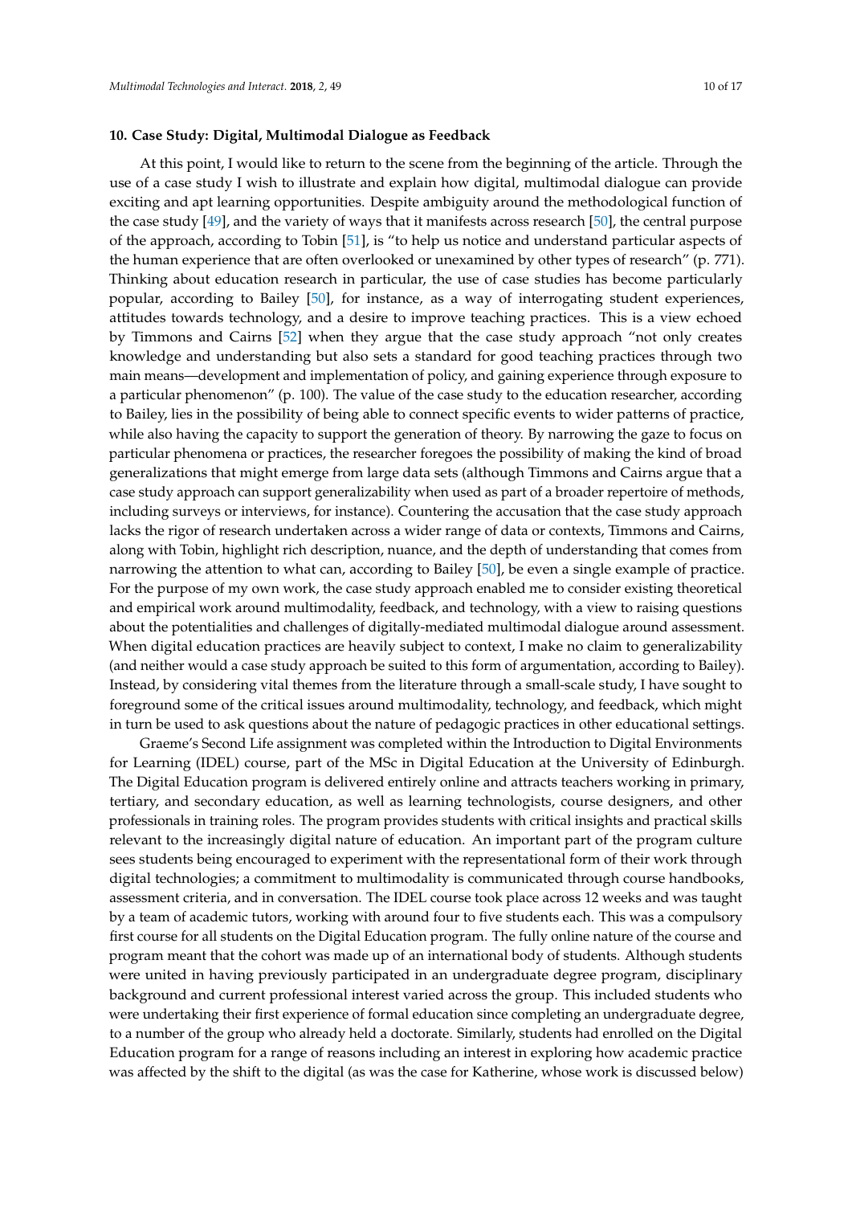## 10. Case Study: Digital, Multimodal Dialogue as Feedback

At this point, I would like to return to the scene from the beginning of the article. Through the use of a case study I wish to illustrate and explain how digital, multimodal dialogue can provide exciting and apt learning opportunities. Despite ambiguity around the methodological function of the case study [49], and the variety of ways that it manifests across research [50], the central purpose of the approach, according to Tobin [51], is "to help us notice and understand particular aspects of the human experience that are often overlooked or unexamined by other types of research" (p. 771). Thinking about education research in particular, the use of case studies has become particularly popular, according to Bailey [50], for instance, as a way of interrogating student experiences, attitudes towards technology, and a desire to improve teaching practices. This is a view echoed by Timmons and Cairns [52] when they argue that the case study approach "not only creates knowledge and understanding but also sets a standard for good teaching practices through two main means—development and implementation of policy, and gaining experience through exposure to a particular phenomenon" (p. 100). The value of the case study to the education researcher, according to Bailey, lies in the possibility of being able to connect specific events to wider patterns of practice, while also having the capacity to support the generation of theory. By narrowing the gaze to focus on particular phenomena or practices, the researcher foregoes the possibility of making the kind of broad generalizations that might emerge from large data sets (although Timmons and Cairns argue that a case study approach can support generalizability when used as part of a broader repertoire of methods, including surveys or interviews, for instance). Countering the accusation that the case study approach lacks the rigor of research undertaken across a wider range of data or contexts, Timmons and Cairns, along with Tobin, highlight rich description, nuance, and the depth of understanding that comes from narrowing the attention to what can, according to Bailey [50], be even a single example of practice. For the purpose of my own work, the case study approach enabled me to consider existing theoretical and empirical work around multimodality, feedback, and technology, with a view to raising questions about the potentialities and challenges of digitally-mediated multimodal dialogue around assessment. When digital education practices are heavily subject to context, I make no claim to generalizability (and neither would a case study approach be suited to this form of argumentation, according to Bailey). Instead, by considering vital themes from the literature through a small-scale study, I have sought to foreground some of the critical issues around multimodality, technology, and feedback, which might in turn be used to ask questions about the nature of pedagogic practices in other educational settings.

Graeme's Second Life assignment was completed within the Introduction to Digital Environments for Learning (IDEL) course, part of the MSc in Digital Education at the University of Edinburgh. The Digital Education program is delivered entirely online and attracts teachers working in primary, tertiary, and secondary education, as well as learning technologists, course designers, and other professionals in training roles. The program provides students with critical insights and practical skills relevant to the increasingly digital nature of education. An important part of the program culture sees students being encouraged to experiment with the representational form of their work through digital technologies; a commitment to multimodality is communicated through course handbooks, assessment criteria, and in conversation. The IDEL course took place across 12 weeks and was taught by a team of academic tutors, working with around four to five students each. This was a compulsory first course for all students on the Digital Education program. The fully online nature of the course and program meant that the cohort was made up of an international body of students. Although students were united in having previously participated in an undergraduate degree program, disciplinary background and current professional interest varied across the group. This included students who were undertaking their first experience of formal education since completing an undergraduate degree, to a number of the group who already held a doctorate. Similarly, students had enrolled on the Digital Education program for a range of reasons including an interest in exploring how academic practice was affected by the shift to the digital (as was the case for Katherine, whose work is discussed below)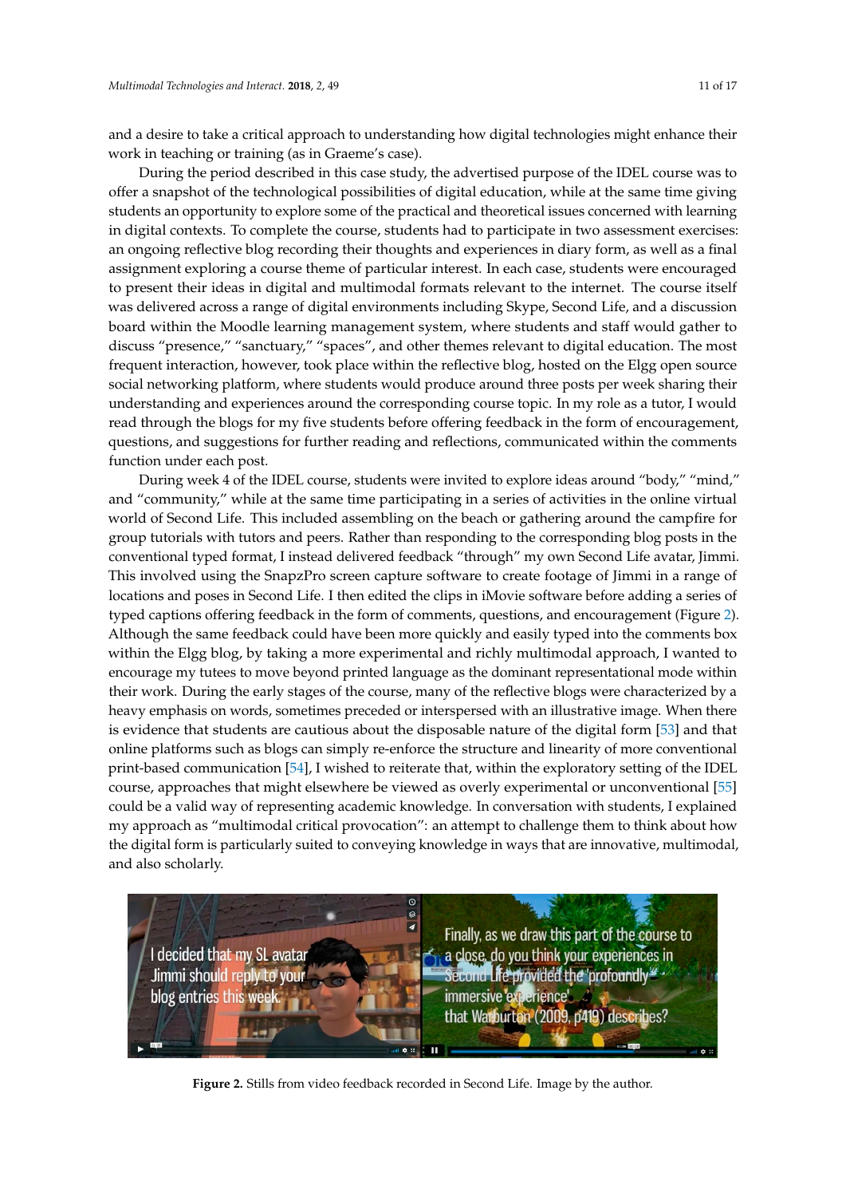and a desire to take a critical approach to understanding how digital technologies might enhance their work in teaching or training (as in Graeme's case).

During the period described in this case study, the advertised purpose of the IDEL course was to offer a snapshot of the technological possibilities of digital education, while at the same time giving students an opportunity to explore some of the practical and theoretical issues concerned with learning in digital contexts. To complete the course, students had to participate in two assessment exercises: an ongoing reflective blog recording their thoughts and experiences in diary form, as well as a final assignment exploring a course theme of particular interest. In each case, students were encouraged to present their ideas in digital and multimodal formats relevant to the internet. The course itself was delivered across a range of digital environments including Skype, Second Life, and a discussion board within the Moodle learning management system, where students and staff would gather to discuss "presence," "sanctuary," "spaces", and other themes relevant to digital education. The most frequent interaction, however, took place within the reflective blog, hosted on the Elgg open source social networking platform, where students would produce around three posts per week sharing their understanding and experiences around the corresponding course topic. In my role as a tutor, I would read through the blogs for my five students before offering feedback in the form of encouragement, questions, and suggestions for further reading and reflections, communicated within the comments function under each post.

During week 4 of the IDEL course, students were invited to explore ideas around "body," "mind," and "community," while at the same time participating in a series of activities in the online virtual world of Second Life. This included assembling on the beach or gathering around the campfire for group tutorials with tutors and peers. Rather than responding to the corresponding blog posts in the conventional typed format, I instead delivered feedback "through" my own Second Life avatar, Jimmi. This involved using the SnapzPro screen capture software to create footage of Jimmi in a range of locations and poses in Second Life. I then edited the clips in iMovie software before adding a series of typed captions offering feedback in the form of comments, questions, and encouragement (Figure 2). Although the same feedback could have been more quickly and easily typed into the comments box within the Elgg blog, by taking a more experimental and richly multimodal approach, I wanted to encourage my tutees to move beyond printed language as the dominant representational mode within their work. During the early stages of the course, many of the reflective blogs were characterized by a heavy emphasis on words, sometimes preceded or interspersed with an illustrative image. When there is evidence that students are cautious about the disposable nature of the digital form [53] and that online platforms such as blogs can simply re-enforce the structure and linearity of more conventional print-based communication [54], I wished to reiterate that, within the exploratory setting of the IDEL course, approaches that might elsewhere be viewed as overly experimental or unconventional [55] could be a valid way of representing academic knowledge. In conversation with students, I explained my approach as "multimodal critical provocation": an attempt to challenge them to think about how the digital form is particularly suited to conveying knowledge in ways that are innovative, multimodal, and also scholarly.

**Figure 2.** Stills from video feedback recorded in Second Life. Image by the author.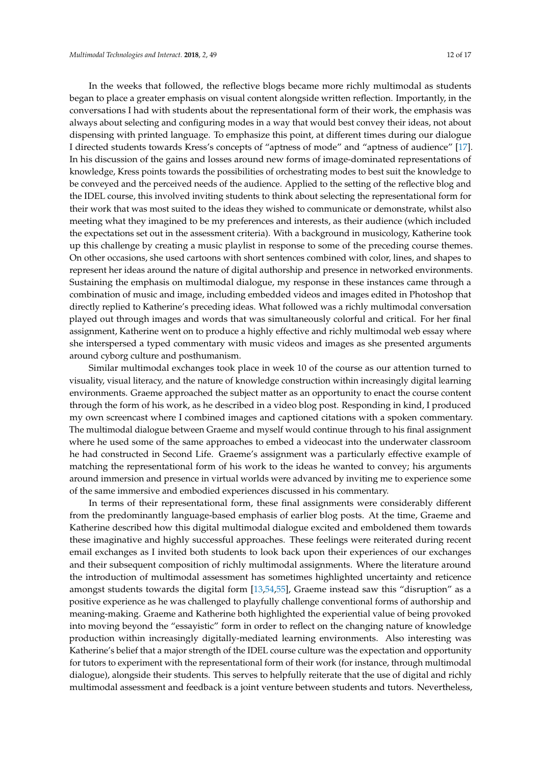In the weeks that followed, the reflective blogs became more richly multimodal as students began to place a greater emphasis on visual content alongside written reflection. Importantly, in the conversations I had with students about the representational form of their work, the emphasis was always about selecting and configuring modes in a way that would best convey their ideas, not about dispensing with printed language. To emphasize this point, at different times during our dialogue I directed students towards Kress's concepts of "aptness of mode" and "aptness of audience" [17]. In his discussion of the gains and losses around new forms of image-dominated representations of knowledge, Kress points towards the possibilities of orchestrating modes to best suit the knowledge to be conveyed and the perceived needs of the audience. Applied to the setting of the reflective blog and the IDEL course, this involved inviting students to think about selecting the representational form for their work that was most suited to the ideas they wished to communicate or demonstrate, whilst also meeting what they imagined to be my preferences and interests, as their audience (which included the expectations set out in the assessment criteria). With a background in musicology, Katherine took up this challenge by creating a music playlist in response to some of the preceding course themes. On other occasions, she used cartoons with short sentences combined with color, lines, and shapes to represent her ideas around the nature of digital authorship and presence in networked environments. Sustaining the emphasis on multimodal dialogue, my response in these instances came through a combination of music and image, including embedded videos and images edited in Photoshop that directly replied to Katherine's preceding ideas. What followed was a richly multimodal conversation played out through images and words that was simultaneously colorful and critical. For her final assignment, Katherine went on to produce a highly effective and richly multimodal web essay where she interspersed a typed commentary with music videos and images as she presented arguments around cyborg culture and posthumanism.

Similar multimodal exchanges took place in week 10 of the course as our attention turned to visuality, visual literacy, and the nature of knowledge construction within increasingly digital learning environments. Graeme approached the subject matter as an opportunity to enact the course content through the form of his work, as he described in a video blog post. Responding in kind, I produced my own screencast where I combined images and captioned citations with a spoken commentary. The multimodal dialogue between Graeme and myself would continue through to his final assignment where he used some of the same approaches to embed a videocast into the underwater classroom he had constructed in Second Life. Graeme's assignment was a particularly effective example of matching the representational form of his work to the ideas he wanted to convey; his arguments around immersion and presence in virtual worlds were advanced by inviting me to experience some of the same immersive and embodied experiences discussed in his commentary.

In terms of their representational form, these final assignments were considerably different from the predominantly language-based emphasis of earlier blog posts. At the time, Graeme and Katherine described how this digital multimodal dialogue excited and emboldened them towards these imaginative and highly successful approaches. These feelings were reiterated during recent email exchanges as I invited both students to look back upon their experiences of our exchanges and their subsequent composition of richly multimodal assignments. Where the literature around the introduction of multimodal assessment has sometimes highlighted uncertainty and reticence amongst students towards the digital form [13,54,55], Graeme instead saw this "disruption" as a positive experience as he was challenged to playfully challenge conventional forms of authorship and meaning-making. Graeme and Katherine both highlighted the experiential value of being provoked into moving beyond the "essayistic" form in order to reflect on the changing nature of knowledge production within increasingly digitally-mediated learning environments. Also interesting was Katherine's belief that a major strength of the IDEL course culture was the expectation and opportunity for tutors to experiment with the representational form of their work (for instance, through multimodal dialogue), alongside their students. This serves to helpfully reiterate that the use of digital and richly multimodal assessment and feedback is a joint venture between students and tutors. Nevertheless,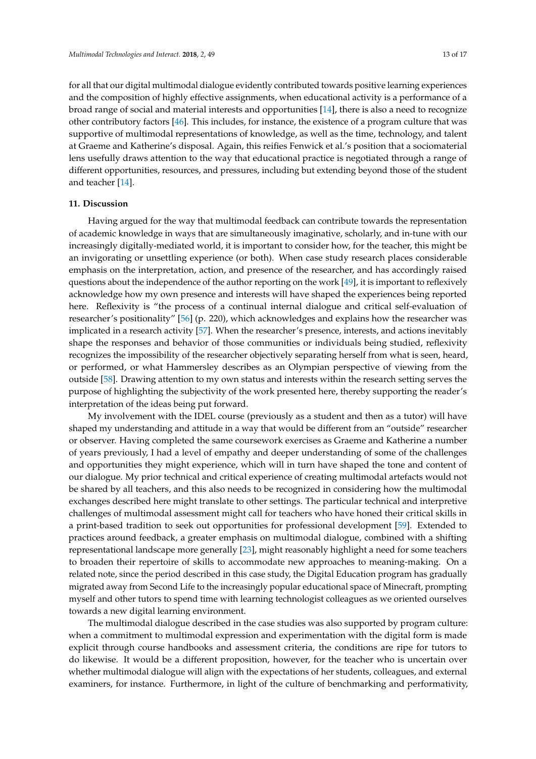for all that our digital multimodal dialogue evidently contributed towards positive learning experiences and the composition of highly effective assignments, when educational activity is a performance of a broad range of social and material interests and opportunities [14], there is also a need to recognize other contributory factors [46]. This includes, for instance, the existence of a program culture that was supportive of multimodal representations of knowledge, as well as the time, technology, and talent at Graeme and Katherine's disposal. Again, this reifies Fenwick et al.'s position that a sociomaterial lens usefully draws attention to the way that educational practice is negotiated through a range of different opportunities, resources, and pressures, including but extending beyond those of the student and teacher [14].

## 11. Discussion

Having argued for the way that multimodal feedback can contribute towards the representation of academic knowledge in ways that are simultaneously imaginative, scholarly, and in-tune with our increasingly digitally-mediated world, it is important to consider how, for the teacher, this might be an invigorating or unsettling experience (or both). When case study research places considerable emphasis on the interpretation, action, and presence of the researcher, and has accordingly raised questions about the independence of the author reporting on the work [49], it is important to reflexively acknowledge how my own presence and interests will have shaped the experiences being reported here. Reflexivity is "the process of a continual internal dialogue and critical self-evaluation of researcher's positionality" [56] (p. 220), which acknowledges and explains how the researcher was implicated in a research activity [57]. When the researcher's presence, interests, and actions inevitably shape the responses and behavior of those communities or individuals being studied, reflexivity recognizes the impossibility of the researcher objectively separating herself from what is seen, heard, or performed, or what Hammersley describes as an Olympian perspective of viewing from the outside [58]. Drawing attention to my own status and interests within the research setting serves the purpose of highlighting the subjectivity of the work presented here, thereby supporting the reader's interpretation of the ideas being put forward.

My involvement with the IDEL course (previously as a student and then as a tutor) will have shaped my understanding and attitude in a way that would be different from an "outside" researcher or observer. Having completed the same coursework exercises as Graeme and Katherine a number of years previously, I had a level of empathy and deeper understanding of some of the challenges and opportunities they might experience, which will in turn have shaped the tone and content of our dialogue. My prior technical and critical experience of creating multimodal artefacts would not be shared by all teachers, and this also needs to be recognized in considering how the multimodal exchanges described here might translate to other settings. The particular technical and interpretive challenges of multimodal assessment might call for teachers who have honed their critical skills in a print-based tradition to seek out opportunities for professional development [59]. Extended to practices around feedback, a greater emphasis on multimodal dialogue, combined with a shifting representational landscape more generally [23], might reasonably highlight a need for some teachers to broaden their repertoire of skills to accommodate new approaches to meaning-making. On a related note, since the period described in this case study, the Digital Education program has gradually migrated away from Second Life to the increasingly popular educational space of Minecraft, prompting myself and other tutors to spend time with learning technologist colleagues as we oriented ourselves towards a new digital learning environment.

The multimodal dialogue described in the case studies was also supported by program culture: when a commitment to multimodal expression and experimentation with the digital form is made explicit through course handbooks and assessment criteria, the conditions are ripe for tutors to do likewise. It would be a different proposition, however, for the teacher who is uncertain over whether multimodal dialogue will align with the expectations of her students, colleagues, and external examiners, for instance. Furthermore, in light of the culture of benchmarking and performativity,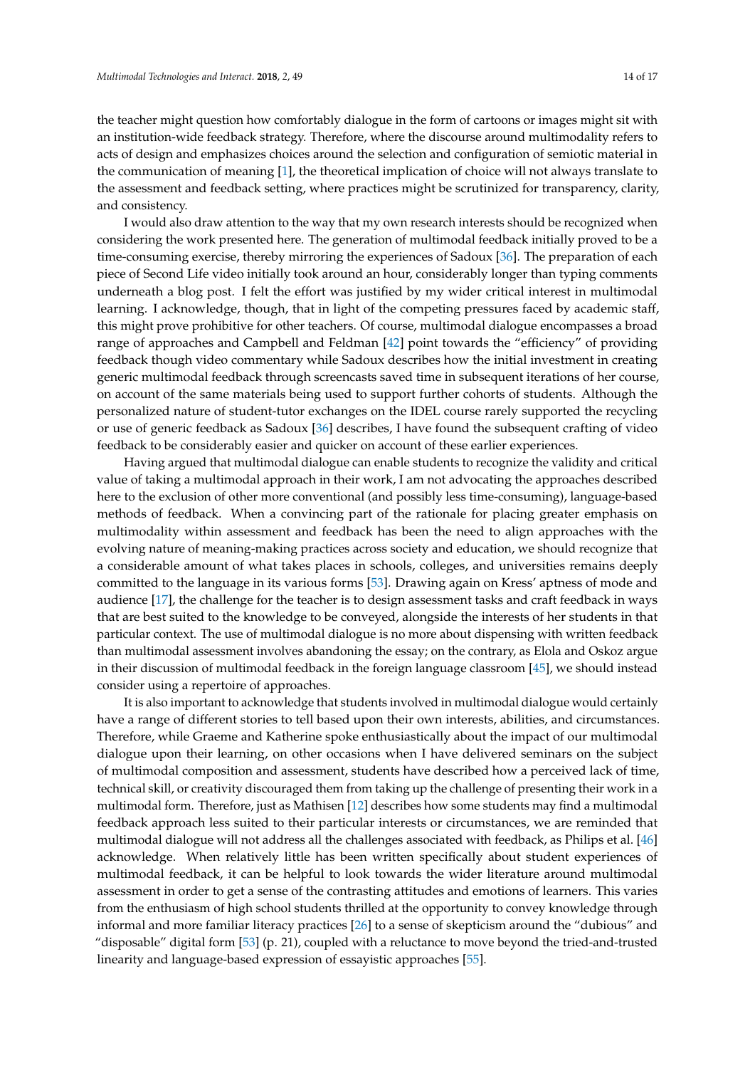the teacher might question how comfortably dialogue in the form of cartoons or images might sit with an institution-wide feedback strategy. Therefore, where the discourse around multimodality refers to acts of design and emphasizes choices around the selection and configuration of semiotic material in the communication of meaning [1], the theoretical implication of choice will not always translate to the assessment and feedback setting, where practices might be scrutinized for transparency, clarity, and consistency.

I would also draw attention to the way that my own research interests should be recognized when considering the work presented here. The generation of multimodal feedback initially proved to be a time-consuming exercise, thereby mirroring the experiences of Sadoux [36]. The preparation of each piece of Second Life video initially took around an hour, considerably longer than typing comments underneath a blog post. I felt the effort was justified by my wider critical interest in multimodal learning. I acknowledge, though, that in light of the competing pressures faced by academic staff, this might prove prohibitive for other teachers. Of course, multimodal dialogue encompasses a broad range of approaches and Campbell and Feldman [42] point towards the "efficiency" of providing feedback though video commentary while Sadoux describes how the initial investment in creating generic multimodal feedback through screencasts saved time in subsequent iterations of her course, on account of the same materials being used to support further cohorts of students. Although the personalized nature of student-tutor exchanges on the IDEL course rarely supported the recycling or use of generic feedback as Sadoux [36] describes, I have found the subsequent crafting of video feedback to be considerably easier and quicker on account of these earlier experiences.

Having argued that multimodal dialogue can enable students to recognize the validity and critical value of taking a multimodal approach in their work, I am not advocating the approaches described here to the exclusion of other more conventional (and possibly less time-consuming), language-based methods of feedback. When a convincing part of the rationale for placing greater emphasis on multimodality within assessment and feedback has been the need to align approaches with the evolving nature of meaning-making practices across society and education, we should recognize that a considerable amount of what takes places in schools, colleges, and universities remains deeply committed to the language in its various forms [53]. Drawing again on Kress' aptness of mode and audience [17], the challenge for the teacher is to design assessment tasks and craft feedback in ways that are best suited to the knowledge to be conveyed, alongside the interests of her students in that particular context. The use of multimodal dialogue is no more about dispensing with written feedback than multimodal assessment involves abandoning the essay; on the contrary, as Elola and Oskoz argue in their discussion of multimodal feedback in the foreign language classroom [45], we should instead consider using a repertoire of approaches.

It is also important to acknowledge that students involved in multimodal dialogue would certainly have a range of different stories to tell based upon their own interests, abilities, and circumstances. Therefore, while Graeme and Katherine spoke enthusiastically about the impact of our multimodal dialogue upon their learning, on other occasions when I have delivered seminars on the subject of multimodal composition and assessment, students have described how a perceived lack of time, technical skill, or creativity discouraged them from taking up the challenge of presenting their work in a multimodal form. Therefore, just as Mathisen [12] describes how some students may find a multimodal feedback approach less suited to their particular interests or circumstances, we are reminded that multimodal dialogue will not address all the challenges associated with feedback, as Philips et al. [46] acknowledge. When relatively little has been written specifically about student experiences of multimodal feedback, it can be helpful to look towards the wider literature around multimodal assessment in order to get a sense of the contrasting attitudes and emotions of learners. This varies from the enthusiasm of high school students thrilled at the opportunity to convey knowledge through informal and more familiar literacy practices [26] to a sense of skepticism around the "dubious" and "disposable" digital form [53] (p. 21), coupled with a reluctance to move beyond the tried-and-trusted linearity and language-based expression of essayistic approaches [55].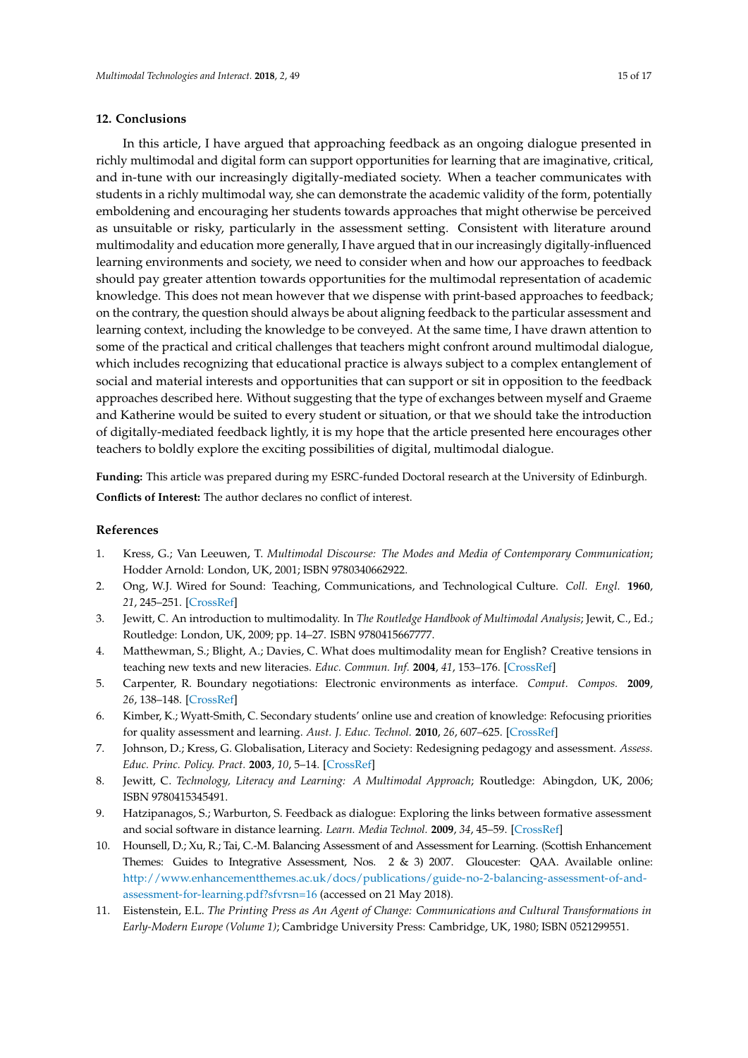## 12. Conclusions

In this article, I have argued that approaching feedback as an ongoing dialogue presented in richly multimodal and digital form can support opportunities for learning that are imaginative, critical, and in-tune with our increasingly digitally-mediated society. When a teacher communicates with students in a richly multimodal way, she can demonstrate the academic validity of the form, potentially emboldening and encouraging her students towards approaches that might otherwise be perceived as unsuitable or risky, particularly in the assessment setting. Consistent with literature around multimodality and education more generally, I have argued that in our increasingly digitally-influenced learning environments and society, we need to consider when and how our approaches to feedback should pay greater attention towards opportunities for the multimodal representation of academic knowledge. This does not mean however that we dispense with print-based approaches to feedback; on the contrary, the question should always be about aligning feedback to the particular assessment and learning context, including the knowledge to be conveyed. At the same time, I have drawn attention to some of the practical and critical challenges that teachers might confront around multimodal dialogue, which includes recognizing that educational practice is always subject to a complex entanglement of social and material interests and opportunities that can support or sit in opposition to the feedback approaches described here. Without suggesting that the type of exchanges between myself and Graeme and Katherine would be suited to every student or situation, or that we should take the introduction of digitally-mediated feedback lightly, it is my hope that the article presented here encourages other teachers to boldly explore the exciting possibilities of digital, multimodal dialogue.

**Funding:** This article was prepared during my ESRC-funded Doctoral research at the University of Edinburgh.

**Conflicts of Interest:** The author declares no conflict of interest.

## References

1. Kress, G.; Van Leeuwen, T. *Multimodal Discourse: The Modes and Media of Contemporary Communication*; Hodder Arnold: London, UK, 2001; ISBN 9780340662922.
2. Ong, W.J. Wired for Sound: Teaching, Communications, and Technological Culture. *Coll. Engl.* **1960**, *21*, 245–251. [CrossRef]
3. Jewitt, C. An introduction to multimodality. In *The Routledge Handbook of Multimodal Analysis*; Jewit, C., Ed.; Routledge: London, UK, 2009; pp. 14–27. ISBN 9780415667777.
4. Matthewman, S.; Blight, A.; Davies, C. What does multimodality mean for English? Creative tensions in teaching new texts and new literacies. *Educ. Commun. Inf.* **2004**, *41*, 153–176. [CrossRef]
5. Carpenter, R. Boundary negotiations: Electronic environments as interface. *Comput. Compos.* **2009**, *26*, 138–148. [CrossRef]
6. Kimber, K.; Wyatt-Smith, C. Secondary students' online use and creation of knowledge: Refocusing priorities for quality assessment and learning. *Aust. J. Educ. Technol.* **2010**, *26*, 607–625. [CrossRef]
7. Johnson, D.; Kress, G. Globalisation, Literacy and Society: Redesigning pedagogy and assessment. *Assess. Educ. Princ. Policy. Pract.* **2003**, *10*, 5–14. [CrossRef]
8. Jewitt, C. *Technology, Literacy and Learning: A Multimodal Approach*; Routledge: Abingdon, UK, 2006; ISBN 9780415345491.
9. Hatzipanagos, S.; Warburton, S. Feedback as dialogue: Exploring the links between formative assessment and social software in distance learning. *Learn. Media Technol.* **2009**, *34*, 45–59. [CrossRef]
10. Hounsell, D.; Xu, R.; Tai, C.-M. Balancing Assessment of and Assessment for Learning. (Scottish Enhancement Themes: Guides to Integrative Assessment, Nos. 2 & 3) 2007. Gloucester: QAA. Available online: http://www.enhancementthemes.ac.uk/docs/publications/guide-no-2-balancing-assessment-of-and-assessment-for-learning.pdf?sfvrsn=16 (accessed on 21 May 2018).
11. Eistenstein, E.L. *The Printing Press as An Agent of Change: Communications and Cultural Transformations in Early-Modern Europe (Volume 1)*; Cambridge University Press: Cambridge, UK, 1980; ISBN 0521299551.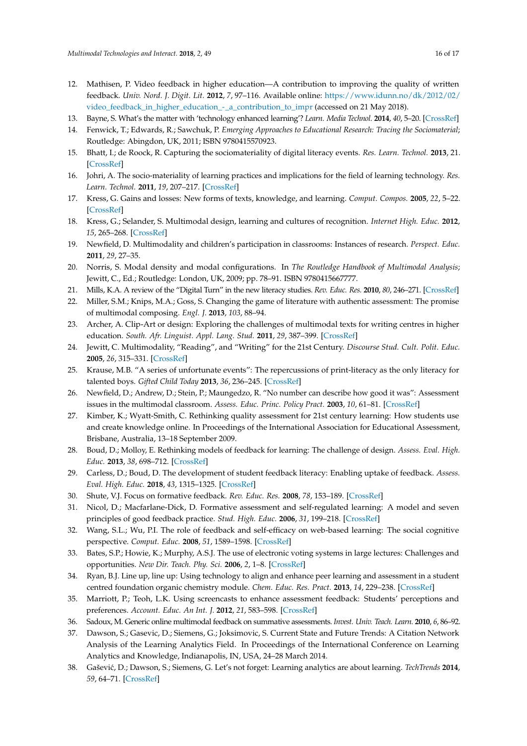12. Mathisen, P. Video feedback in higher education—A contribution to improving the quality of written feedback. *Univ. Nord. J. Digit. Lit.* **2012**, *7*, 97–116. Available online: https://www.idunn.no/dk/2012/02/video_feedback_in_higher_education_-_a_contribution_to_impr (accessed on 21 May 2018).
13. Bayne, S. What's the matter with 'technology enhanced learning'? *Learn. Media Technol.* **2014**, *40*, 5–20. [CrossRef]
14. Fenwick, T.; Edwards, R.; Sawchuk, P. *Emerging Approaches to Educational Research: Tracing the Sociomaterial*; Routledge: Abingdon, UK, 2011; ISBN 9780415570923.
15. Bhatt, I.; de Roock, R. Capturing the sociomateriality of digital literacy events. *Res. Learn. Technol.* **2013**, 21. [CrossRef]
16. Johri, A. The socio-materiality of learning practices and implications for the field of learning technology. *Res. Learn. Technol.* **2011**, *19*, 207–217. [CrossRef]
17. Kress, G. Gains and losses: New forms of texts, knowledge, and learning. *Comput. Compos.* **2005**, *22*, 5–22. [CrossRef]
18. Kress, G.; Selander, S. Multimodal design, learning and cultures of recognition. *Internet High. Educ.* **2012**, *15*, 265–268. [CrossRef]
19. Newfield, D. Multimodality and children's participation in classrooms: Instances of research. *Perspect. Educ.* **2011**, *29*, 27–35.
20. Norris, S. Modal density and modal configurations. In *The Routledge Handbook of Multimodal Analysis*; Jewitt, C., Ed.; Routledge: London, UK, 2009; pp. 78–91. ISBN 9780415667777.
21. Mills, K.A. A review of the "Digital Turn" in the new literacy studies. *Rev. Educ. Res.* **2010**, *80*, 246–271. [CrossRef]
22. Miller, S.M.; Knips, M.A.; Goss, S. Changing the game of literature with authentic assessment: The promise of multimodal composing. *Engl. J.* **2013**, *103*, 88–94.
23. Archer, A. Clip-Art or design: Exploring the challenges of multimodal texts for writing centres in higher education. *South. Afr. Linguist. Appl. Lang. Stud.* **2011**, *29*, 387–399. [CrossRef]
24. Jewitt, C. Multimodality, "Reading", and "Writing" for the 21st Century. *Discourse Stud. Cult. Polit. Educ.* **2005**, *26*, 315–331. [CrossRef]
25. Krause, M.B. "A series of unfortunate events": The repercussions of print-literacy as the only literacy for talented boys. *Gifted Child Today* **2013**, *36*, 236–245. [CrossRef]
26. Newfield, D.; Andrew, D.; Stein, P.; Maungedzo, R. "No number can describe how good it was": Assessment issues in the multimodal classroom. *Assess. Educ. Princ. Policy Pract.* **2003**, *10*, 61–81. [CrossRef]
27. Kimber, K.; Wyatt-Smith, C. Rethinking quality assessment for 21st century learning: How students use and create knowledge online. In Proceedings of the International Association for Educational Assessment, Brisbane, Australia, 13–18 September 2009.
28. Boud, D.; Molloy, E. Rethinking models of feedback for learning: The challenge of design. *Assess. Eval. High. Educ.* **2013**, *38*, 698–712. [CrossRef]
29. Carless, D.; Boud, D. The development of student feedback literacy: Enabling uptake of feedback. *Assess. Eval. High. Educ.* **2018**, *43*, 1315–1325. [CrossRef]
30. Shute, V.J. Focus on formative feedback. *Rev. Educ. Res.* **2008**, *78*, 153–189. [CrossRef]
31. Nicol, D.; Macfarlane-Dick, D. Formative assessment and self-regulated learning: A model and seven principles of good feedback practice. *Stud. High. Educ.* **2006**, *31*, 199–218. [CrossRef]
32. Wang, S.L.; Wu, P.I. The role of feedback and self-efficacy on web-based learning: The social cognitive perspective. *Comput. Educ.* **2008**, *51*, 1589–1598. [CrossRef]
33. Bates, S.P.; Howie, K.; Murphy, A.S.J. The use of electronic voting systems in large lectures: Challenges and opportunities. *New Dir. Teach. Phy. Sci.* **2006**, *2*, 1–8. [CrossRef]
34. Ryan, B.J. Line up, line up: Using technology to align and enhance peer learning and assessment in a student centred foundation organic chemistry module. *Chem. Educ. Res. Pract.* **2013**, *14*, 229–238. [CrossRef]
35. Marriott, P.; Teoh, L.K. Using screencasts to enhance assessment feedback: Students' perceptions and preferences. *Account. Educ. An Int. J.* **2012**, *21*, 583–598. [CrossRef]
36. Sadoux, M. Generic online multimodal feedback on summative assessments. *Invest. Univ. Teach. Learn.* **2010**, *6*, 86–92.
37. Dawson, S.; Gasevic, D.; Siemens, G.; Joksimovic, S. Current State and Future Trends: A Citation Network Analysis of the Learning Analytics Field. In Proceedings of the International Conference on Learning Analytics and Knowledge, Indianapolis, IN, USA, 24–28 March 2014.
38. Gašević, D.; Dawson, S.; Siemens, G. Let's not forget: Learning analytics are about learning. *TechTrends* **2014**, *59*, 64–71. [CrossRef]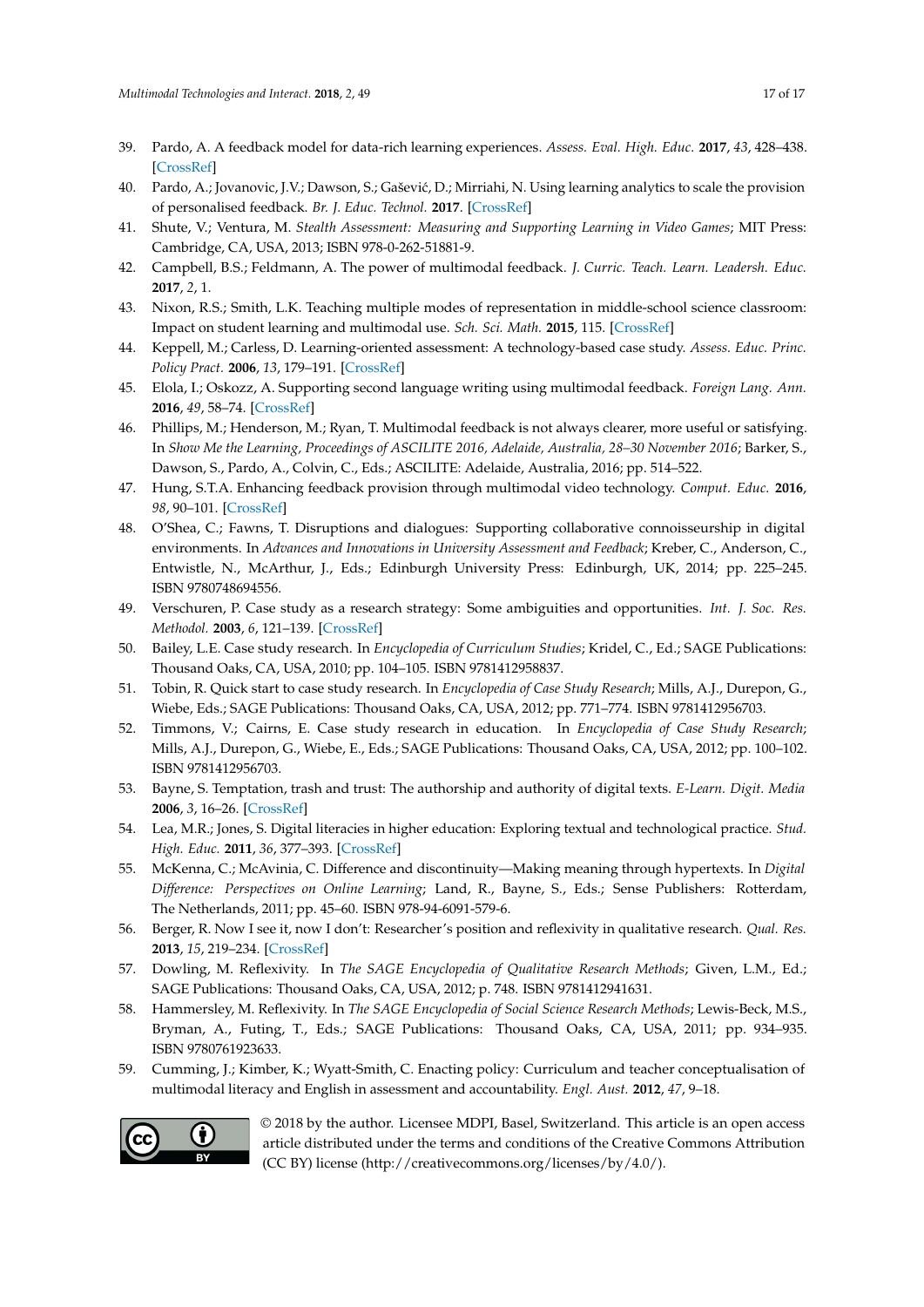39. Pardo, A. A feedback model for data-rich learning experiences. *Assess. Eval. High. Educ.* **2017**, *43*, 428–438. [CrossRef]
40. Pardo, A.; Jovanovic, J.V.; Dawson, S.; Gašević, D.; Mirriahi, N. Using learning analytics to scale the provision of personalised feedback. *Br. J. Educ. Technol.* **2017**. [CrossRef]
41. Shute, V.; Ventura, M. *Stealth Assessment: Measuring and Supporting Learning in Video Games*; MIT Press: Cambridge, CA, USA, 2013; ISBN 978-0-262-51881-9.
42. Campbell, B.S.; Feldmann, A. The power of multimodal feedback. *J. Curric. Teach. Learn. Leadersh. Educ.* **2017**, *2*, 1.
43. Nixon, R.S.; Smith, L.K. Teaching multiple modes of representation in middle-school science classroom: Impact on student learning and multimodal use. *Sch. Sci. Math.* **2015**, 115. [CrossRef]
44. Keppell, M.; Carless, D. Learning-oriented assessment: A technology-based case study. *Assess. Educ. Princ. Policy Pract.* **2006**, *13*, 179–191. [CrossRef]
45. Elola, I.; Oskozz, A. Supporting second language writing using multimodal feedback. *Foreign Lang. Ann.* **2016**, *49*, 58–74. [CrossRef]
46. Phillips, M.; Henderson, M.; Ryan, T. Multimodal feedback is not always clearer, more useful or satisfying. In *Show Me the Learning, Proceedings of ASCILITE 2016, Adelaide, Australia, 28–30 November 2016*; Barker, S., Dawson, S., Pardo, A., Colvin, C., Eds.; ASCILITE: Adelaide, Australia, 2016; pp. 514–522.
47. Hung, S.T.A. Enhancing feedback provision through multimodal video technology. *Comput. Educ.* **2016**, *98*, 90–101. [CrossRef]
48. O'Shea, C.; Fawns, T. Disruptions and dialogues: Supporting collaborative connoisseurship in digital environments. In *Advances and Innovations in University Assessment and Feedback*; Kreber, C., Anderson, C., Entwistle, N., McArthur, J., Eds.; Edinburgh University Press: Edinburgh, UK, 2014; pp. 225–245. ISBN 9780748694556.
49. Verschuren, P. Case study as a research strategy: Some ambiguities and opportunities. *Int. J. Soc. Res. Methodol.* **2003**, *6*, 121–139. [CrossRef]
50. Bailey, L.E. Case study research. In *Encyclopedia of Curriculum Studies*; Kridel, C., Ed.; SAGE Publications: Thousand Oaks, CA, USA, 2010; pp. 104–105. ISBN 9781412958837.
51. Tobin, R. Quick start to case study research. In *Encyclopedia of Case Study Research*; Mills, A.J., Durepon, G., Wiebe, Eds.; SAGE Publications: Thousand Oaks, CA, USA, 2012; pp. 771–774. ISBN 9781412956703.
52. Timmons, V.; Cairns, E. Case study research in education. In *Encyclopedia of Case Study Research*; Mills, A.J., Durepon, G., Wiebe, E., Eds.; SAGE Publications: Thousand Oaks, CA, USA, 2012; pp. 100–102. ISBN 9781412956703.
53. Bayne, S. Temptation, trash and trust: The authorship and authority of digital texts. *E-Learn. Digit. Media* **2006**, *3*, 16–26. [CrossRef]
54. Lea, M.R.; Jones, S. Digital literacies in higher education: Exploring textual and technological practice. *Stud. High. Educ.* **2011**, *36*, 377–393. [CrossRef]
55. McKenna, C.; McAvinia, C. Difference and discontinuity—Making meaning through hypertexts. In *Digital Difference: Perspectives on Online Learning*; Land, R., Bayne, S., Eds.; Sense Publishers: Rotterdam, The Netherlands, 2011; pp. 45–60. ISBN 978-94-6091-579-6.
56. Berger, R. Now I see it, now I don't: Researcher's position and reflexivity in qualitative research. *Qual. Res.* **2013**, *15*, 219–234. [CrossRef]
57. Dowling, M. Reflexivity. In *The SAGE Encyclopedia of Qualitative Research Methods*; Given, L.M., Ed.; SAGE Publications: Thousand Oaks, CA, USA, 2012; p. 748. ISBN 9781412941631.
58. Hammersley, M. Reflexivity. In *The SAGE Encyclopedia of Social Science Research Methods*; Lewis-Beck, M.S., Bryman, A., Futing, T., Eds.; SAGE Publications: Thousand Oaks, CA, USA, 2011; pp. 934–935. ISBN 9780761923633.
59. Cumming, J.; Kimber, K.; Wyatt-Smith, C. Enacting policy: Curriculum and teacher conceptualisation of multimodal literacy and English in assessment and accountability. *Engl. Aust.* **2012**, *47*, 9–18.

© 2018 by the author. Licensee MDPI, Basel, Switzerland. This article is an open access article distributed under the terms and conditions of the Creative Commons Attribution (CC BY) license (http://creativecommons.org/licenses/by/4.0/).